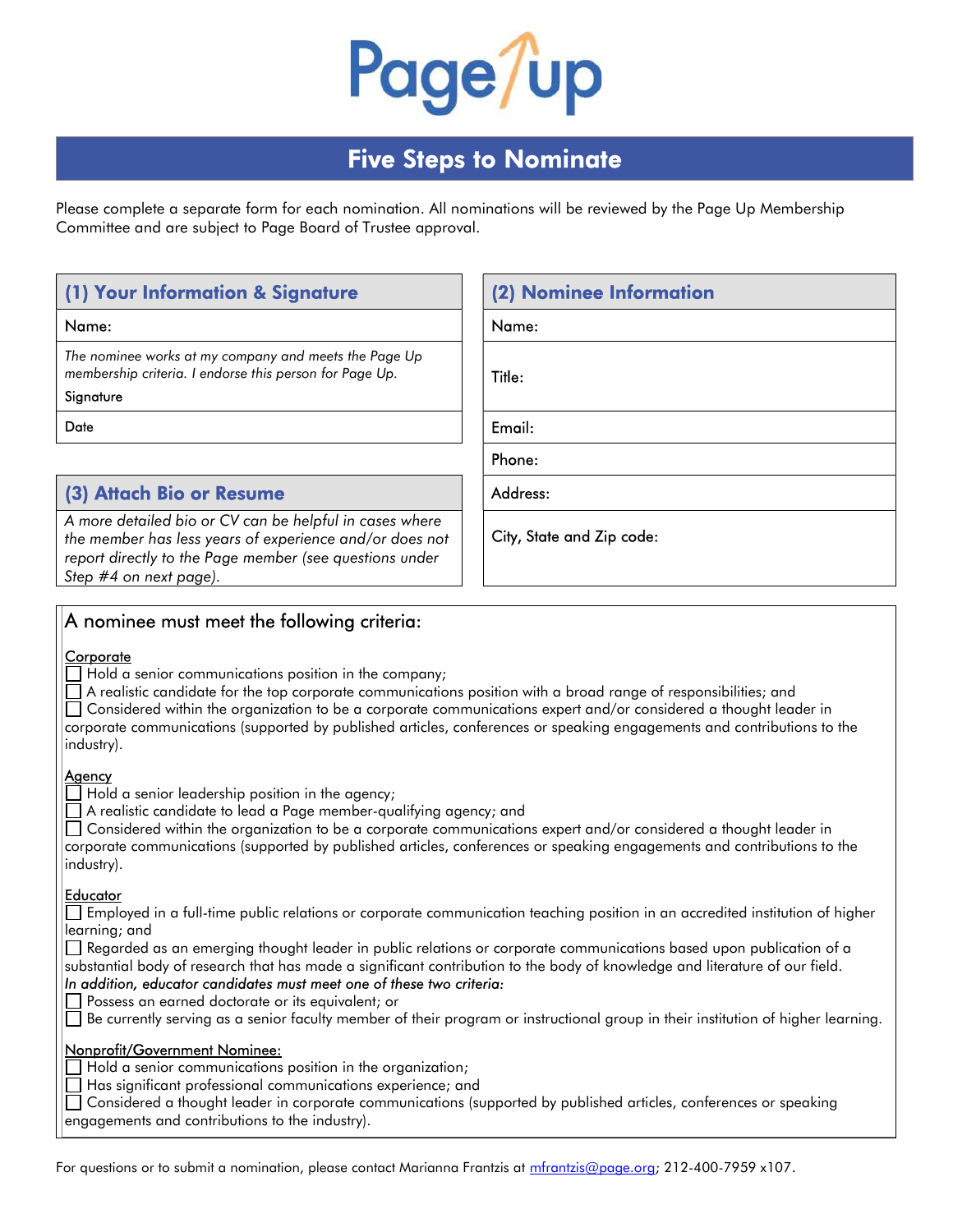# Page Up

## Five Steps to Nominate

Please complete a separate form for each nomination. All nominations will be reviewed by the Page Up Membership Committee and are subject to Page Board of Trustee approval.

### (1) Your Information & Signature

Name:

*The nominee works at my company and meets the Page Up membership criteria. I endorse this person for Page Up.*

Signature

Date

### (2) Nominee Information

Name:

Title:

Email:

Phone:

Address:

City, State and Zip code:

### (3) Attach Bio or Resume

*A more detailed bio or CV can be helpful in cases where the member has less years of experience and/or does not report directly to the Page member (see questions under Step #4 on next page).*

### A nominee must meet the following criteria:

**Corporate**

- ☐ Hold a senior communications position in the company;
- ☐ A realistic candidate for the top corporate communications position with a broad range of responsibilities; and
- ☐ Considered within the organization to be a corporate communications expert and/or considered a thought leader in corporate communications (supported by published articles, conferences or speaking engagements and contributions to the industry).

**Agency**

- ☐ Hold a senior leadership position in the agency;
- ☐ A realistic candidate to lead a Page member-qualifying agency; and
- ☐ Considered within the organization to be a corporate communications expert and/or considered a thought leader in corporate communications (supported by published articles, conferences or speaking engagements and contributions to the industry).

**Educator**

- ☐ Employed in a full-time public relations or corporate communication teaching position in an accredited institution of higher learning; and
- ☐ Regarded as an emerging thought leader in public relations or corporate communications based upon publication of a substantial body of research that has made a significant contribution to the body of knowledge and literature of our field.

*In addition, educator candidates must meet one of these two criteria:*

- ☐ Possess an earned doctorate or its equivalent; or
- ☐ Be currently serving as a senior faculty member of their program or instructional group in their institution of higher learning.

**Nonprofit/Government Nominee:**

- ☐ Hold a senior communications position in the organization;
- ☐ Has significant professional communications experience; and
- ☐ Considered a thought leader in corporate communications (supported by published articles, conferences or speaking engagements and contributions to the industry).

For questions or to submit a nomination, please contact Marianna Frantzis at mfrantzis@page.org; 212-400-7959 x107.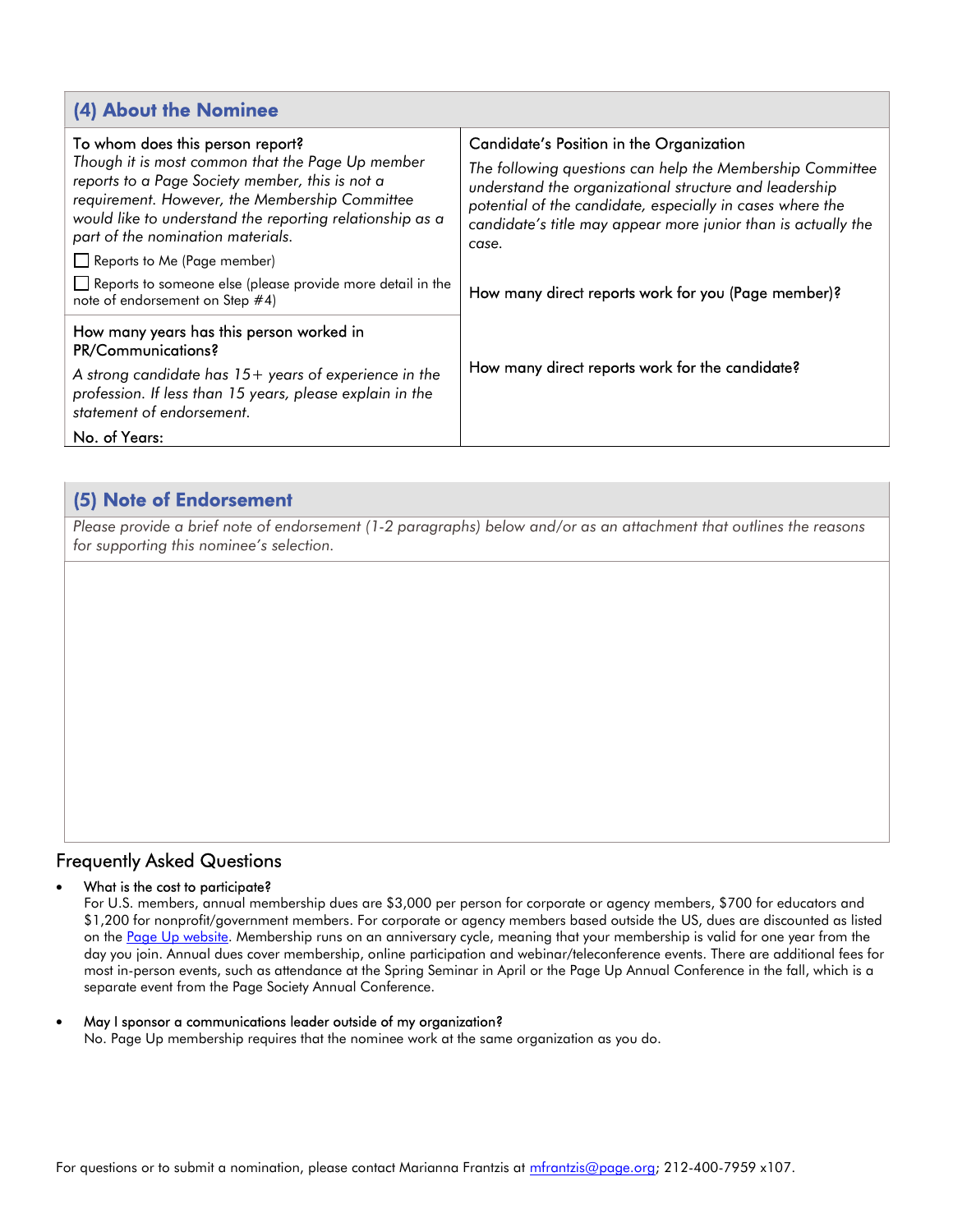## (4) About the Nominee

| | |
|---|---|
| **To whom does this person report?**<br>*Though it is most common that the Page Up member reports to a Page Society member, this is not a requirement. However, the Membership Committee would like to understand the reporting relationship as a part of the nomination materials.*<br>☐ Reports to Me (Page member)<br>☐ Reports to someone else (please provide more detail in the note of endorsement on Step #4) | **Candidate's Position in the Organization**<br>*The following questions can help the Membership Committee understand the organizational structure and leadership potential of the candidate, especially in cases where the candidate's title may appear more junior than is actually the case.*<br><br>How many direct reports work for you (Page member)? |
| **How many years has this person worked in PR/Communications?**<br>*A strong candidate has 15+ years of experience in the profession. If less than 15 years, please explain in the statement of endorsement.*<br>No. of Years: | How many direct reports work for the candidate? |

## (5) Note of Endorsement

*Please provide a brief note of endorsement (1-2 paragraphs) below and/or as an attachment that outlines the reasons for supporting this nominee's selection.*

## Frequently Asked Questions

- **What is the cost to participate?**
  For U.S. members, annual membership dues are $3,000 per person for corporate or agency members, $700 for educators and $1,200 for nonprofit/government members. For corporate or agency members based outside the US, dues are discounted as listed on the [Page Up website](). Membership runs on an anniversary cycle, meaning that your membership is valid for one year from the day you join. Annual dues cover membership, online participation and webinar/teleconference events. There are additional fees for most in-person events, such as attendance at the Spring Seminar in April or the Page Up Annual Conference in the fall, which is a separate event from the Page Society Annual Conference.

- **May I sponsor a communications leader outside of my organization?**
  No. Page Up membership requires that the nominee work at the same organization as you do.

For questions or to submit a nomination, please contact Marianna Frantzis at mfrantzis@page.org; 212-400-7959 x107.